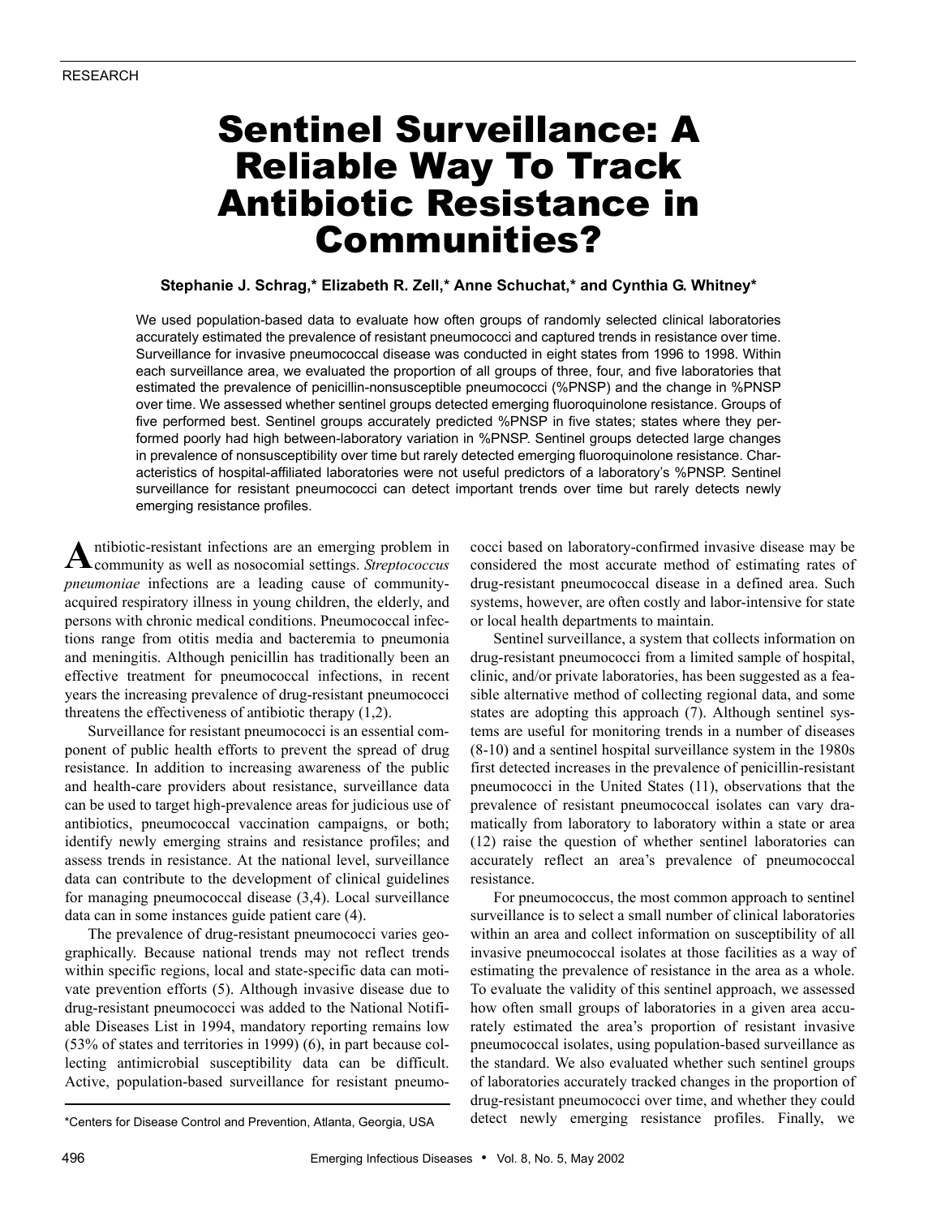RESEARCH

# Sentinel Surveillance: A Reliable Way To Track Antibiotic Resistance in Communities?

**Stephanie J. Schrag,* Elizabeth R. Zell,* Anne Schuchat,* and Cynthia G. Whitney***

We used population-based data to evaluate how often groups of randomly selected clinical laboratories accurately estimated the prevalence of resistant pneumococci and captured trends in resistance over time. Surveillance for invasive pneumococcal disease was conducted in eight states from 1996 to 1998. Within each surveillance area, we evaluated the proportion of all groups of three, four, and five laboratories that estimated the prevalence of penicillin-nonsusceptible pneumococci (%PNSP) and the change in %PNSP over time. We assessed whether sentinel groups detected emerging fluoroquinolone resistance. Groups of five performed best. Sentinel groups accurately predicted %PNSP in five states; states where they performed poorly had high between-laboratory variation in %PNSP. Sentinel groups detected large changes in prevalence of nonsusceptibility over time but rarely detected emerging fluoroquinolone resistance. Characteristics of hospital-affiliated laboratories were not useful predictors of a laboratory's %PNSP. Sentinel surveillance for resistant pneumococci can detect important trends over time but rarely detects newly emerging resistance profiles.

Antibiotic-resistant infections are an emerging problem in community as well as nosocomial settings. *Streptococcus pneumoniae* infections are a leading cause of community-acquired respiratory illness in young children, the elderly, and persons with chronic medical conditions. Pneumococcal infections range from otitis media and bacteremia to pneumonia and meningitis. Although penicillin has traditionally been an effective treatment for pneumococcal infections, in recent years the increasing prevalence of drug-resistant pneumococci threatens the effectiveness of antibiotic therapy (1,2).

Surveillance for resistant pneumococci is an essential component of public health efforts to prevent the spread of drug resistance. In addition to increasing awareness of the public and health-care providers about resistance, surveillance data can be used to target high-prevalence areas for judicious use of antibiotics, pneumococcal vaccination campaigns, or both; identify newly emerging strains and resistance profiles; and assess trends in resistance. At the national level, surveillance data can contribute to the development of clinical guidelines for managing pneumococcal disease (3,4). Local surveillance data can in some instances guide patient care (4).

The prevalence of drug-resistant pneumococci varies geographically. Because national trends may not reflect trends within specific regions, local and state-specific data can motivate prevention efforts (5). Although invasive disease due to drug-resistant pneumococci was added to the National Notifiable Diseases List in 1994, mandatory reporting remains low (53% of states and territories in 1999) (6), in part because collecting antimicrobial susceptibility data can be difficult. Active, population-based surveillance for resistant pneumococci based on laboratory-confirmed invasive disease may be considered the most accurate method of estimating rates of drug-resistant pneumococcal disease in a defined area. Such systems, however, are often costly and labor-intensive for state or local health departments to maintain.

Sentinel surveillance, a system that collects information on drug-resistant pneumococci from a limited sample of hospital, clinic, and/or private laboratories, has been suggested as a feasible alternative method of collecting regional data, and some states are adopting this approach (7). Although sentinel systems are useful for monitoring trends in a number of diseases (8-10) and a sentinel hospital surveillance system in the 1980s first detected increases in the prevalence of penicillin-resistant pneumococci in the United States (11), observations that the prevalence of resistant pneumococcal isolates can vary dramatically from laboratory to laboratory within a state or area (12) raise the question of whether sentinel laboratories can accurately reflect an area's prevalence of pneumococcal resistance.

For pneumococcus, the most common approach to sentinel surveillance is to select a small number of clinical laboratories within an area and collect information on susceptibility of all invasive pneumococcal isolates at those facilities as a way of estimating the prevalence of resistance in the area as a whole. To evaluate the validity of this sentinel approach, we assessed how often small groups of laboratories in a given area accurately estimated the area's proportion of resistant invasive pneumococcal isolates, using population-based surveillance as the standard. We also evaluated whether such sentinel groups of laboratories accurately tracked changes in the proportion of drug-resistant pneumococci over time, and whether they could detect newly emerging resistance profiles. Finally, we

*Centers for Disease Control and Prevention, Atlanta, Georgia, USA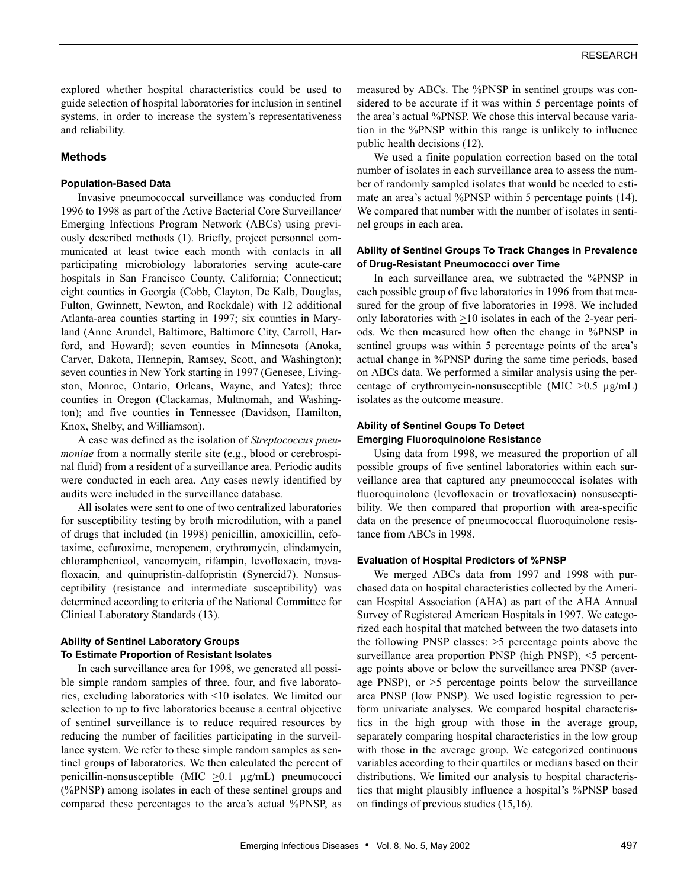explored whether hospital characteristics could be used to guide selection of hospital laboratories for inclusion in sentinel systems, in order to increase the system's representativeness and reliability.

## Methods

### Population-Based Data

Invasive pneumococcal surveillance was conducted from 1996 to 1998 as part of the Active Bacterial Core Surveillance/ Emerging Infections Program Network (ABCs) using previously described methods (1). Briefly, project personnel communicated at least twice each month with contacts in all participating microbiology laboratories serving acute-care hospitals in San Francisco County, California; Connecticut; eight counties in Georgia (Cobb, Clayton, De Kalb, Douglas, Fulton, Gwinnett, Newton, and Rockdale) with 12 additional Atlanta-area counties starting in 1997; six counties in Maryland (Anne Arundel, Baltimore, Baltimore City, Carroll, Harford, and Howard); seven counties in Minnesota (Anoka, Carver, Dakota, Hennepin, Ramsey, Scott, and Washington); seven counties in New York starting in 1997 (Genesee, Livingston, Monroe, Ontario, Orleans, Wayne, and Yates); three counties in Oregon (Clackamas, Multnomah, and Washington); and five counties in Tennessee (Davidson, Hamilton, Knox, Shelby, and Williamson).

A case was defined as the isolation of *Streptococcus pneumoniae* from a normally sterile site (e.g., blood or cerebrospinal fluid) from a resident of a surveillance area. Periodic audits were conducted in each area. Any cases newly identified by audits were included in the surveillance database.

All isolates were sent to one of two centralized laboratories for susceptibility testing by broth microdilution, with a panel of drugs that included (in 1998) penicillin, amoxicillin, cefotaxime, cefuroxime, meropenem, erythromycin, clindamycin, chloramphenicol, vancomycin, rifampin, levofloxacin, trovafloxacin, and quinupristin-dalfopristin (Synercid7). Nonsusceptibility (resistance and intermediate susceptibility) was determined according to criteria of the National Committee for Clinical Laboratory Standards (13).

### Ability of Sentinel Laboratory Groups To Estimate Proportion of Resistant Isolates

In each surveillance area for 1998, we generated all possible simple random samples of three, four, and five laboratories, excluding laboratories with <10 isolates. We limited our selection to up to five laboratories because a central objective of sentinel surveillance is to reduce required resources by reducing the number of facilities participating in the surveillance system. We refer to these simple random samples as sentinel groups of laboratories. We then calculated the percent of penicillin-nonsusceptible (MIC $\geq$0.1 µg/mL) pneumococci (%PNSP) among isolates in each of these sentinel groups and compared these percentages to the area's actual %PNSP, as measured by ABCs. The %PNSP in sentinel groups was considered to be accurate if it was within 5 percentage points of the area's actual %PNSP. We chose this interval because variation in the %PNSP within this range is unlikely to influence public health decisions (12).

We used a finite population correction based on the total number of isolates in each surveillance area to assess the number of randomly sampled isolates that would be needed to estimate an area's actual %PNSP within 5 percentage points (14). We compared that number with the number of isolates in sentinel groups in each area.

### Ability of Sentinel Groups To Track Changes in Prevalence of Drug-Resistant Pneumococci over Time

In each surveillance area, we subtracted the %PNSP in each possible group of five laboratories in 1996 from that measured for the group of five laboratories in 1998. We included only laboratories with $\geq$10 isolates in each of the 2-year periods. We then measured how often the change in %PNSP in sentinel groups was within 5 percentage points of the area's actual change in %PNSP during the same time periods, based on ABCs data. We performed a similar analysis using the percentage of erythromycin-nonsusceptible (MIC $\geq$0.5 µg/mL) isolates as the outcome measure.

### Ability of Sentinel Goups To Detect Emerging Fluoroquinolone Resistance

Using data from 1998, we measured the proportion of all possible groups of five sentinel laboratories within each surveillance area that captured any pneumococcal isolates with fluoroquinolone (levofloxacin or trovafloxacin) nonsusceptibility. We then compared that proportion with area-specific data on the presence of pneumococcal fluoroquinolone resistance from ABCs in 1998.

### Evaluation of Hospital Predictors of %PNSP

We merged ABCs data from 1997 and 1998 with purchased data on hospital characteristics collected by the American Hospital Association (AHA) as part of the AHA Annual Survey of Registered American Hospitals in 1997. We categorized each hospital that matched between the two datasets into the following PNSP classes: $\geq$5 percentage points above the surveillance area proportion PNSP (high PNSP), <5 percentage points above or below the surveillance area PNSP (average PNSP), or $\geq$5 percentage points below the surveillance area PNSP (low PNSP). We used logistic regression to perform univariate analyses. We compared hospital characteristics in the high group with those in the average group, separately comparing hospital characteristics in the low group with those in the average group. We categorized continuous variables according to their quartiles or medians based on their distributions. We limited our analysis to hospital characteristics that might plausibly influence a hospital's %PNSP based on findings of previous studies (15,16).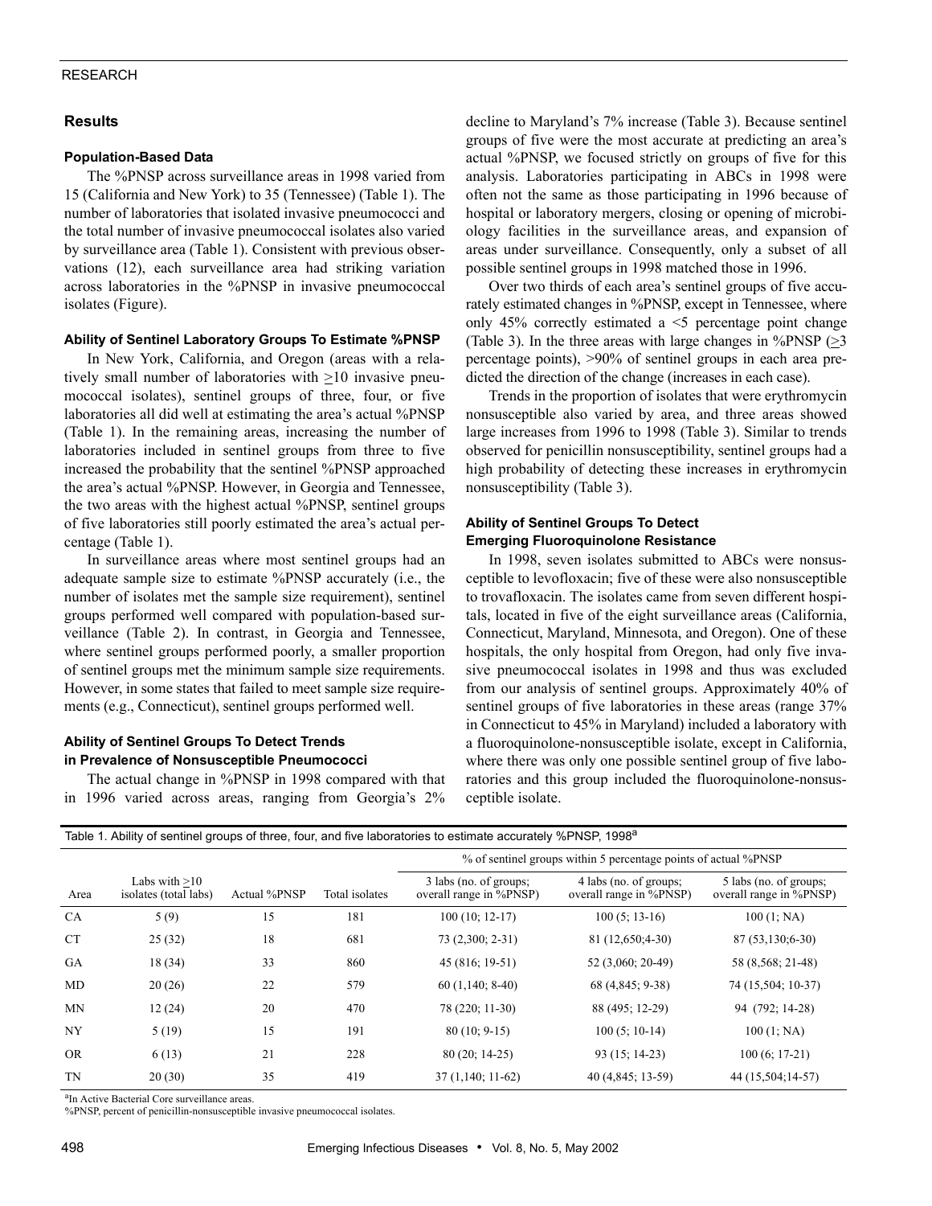## Results

### Population-Based Data

The %PNSP across surveillance areas in 1998 varied from 15 (California and New York) to 35 (Tennessee) (Table 1). The number of laboratories that isolated invasive pneumococci and the total number of invasive pneumococcal isolates also varied by surveillance area (Table 1). Consistent with previous observations (12), each surveillance area had striking variation across laboratories in the %PNSP in invasive pneumococcal isolates (Figure).

### Ability of Sentinel Laboratory Groups To Estimate %PNSP

In New York, California, and Oregon (areas with a relatively small number of laboratories with $\geq$10 invasive pneumococcal isolates), sentinel groups of three, four, or five laboratories all did well at estimating the area's actual %PNSP (Table 1). In the remaining areas, increasing the number of laboratories included in sentinel groups from three to five increased the probability that the sentinel %PNSP approached the area's actual %PNSP. However, in Georgia and Tennessee, the two areas with the highest actual %PNSP, sentinel groups of five laboratories still poorly estimated the area's actual percentage (Table 1).

In surveillance areas where most sentinel groups had an adequate sample size to estimate %PNSP accurately (i.e., the number of isolates met the sample size requirement), sentinel groups performed well compared with population-based surveillance (Table 2). In contrast, in Georgia and Tennessee, where sentinel groups performed poorly, a smaller proportion of sentinel groups met the minimum sample size requirements. However, in some states that failed to meet sample size requirements (e.g., Connecticut), sentinel groups performed well.

### Ability of Sentinel Groups To Detect Trends in Prevalence of Nonsusceptible Pneumococci

The actual change in %PNSP in 1998 compared with that in 1996 varied across areas, ranging from Georgia's 2% decline to Maryland's 7% increase (Table 3). Because sentinel groups of five were the most accurate at predicting an area's actual %PNSP, we focused strictly on groups of five for this analysis. Laboratories participating in ABCs in 1998 were often not the same as those participating in 1996 because of hospital or laboratory mergers, closing or opening of microbiology facilities in the surveillance areas, and expansion of areas under surveillance. Consequently, only a subset of all possible sentinel groups in 1998 matched those in 1996.

Over two thirds of each area's sentinel groups of five accurately estimated changes in %PNSP, except in Tennessee, where only 45% correctly estimated a <5 percentage point change (Table 3). In the three areas with large changes in %PNSP ($\geq$3 percentage points), >90% of sentinel groups in each area predicted the direction of the change (increases in each case).

Trends in the proportion of isolates that were erythromycin nonsusceptible also varied by area, and three areas showed large increases from 1996 to 1998 (Table 3). Similar to trends observed for penicillin nonsusceptibility, sentinel groups had a high probability of detecting these increases in erythromycin nonsusceptibility (Table 3).

### Ability of Sentinel Groups To Detect Emerging Fluoroquinolone Resistance

In 1998, seven isolates submitted to ABCs were nonsusceptible to levofloxacin; five of these were also nonsusceptible to trovafloxacin. The isolates came from seven different hospitals, located in five of the eight surveillance areas (California, Connecticut, Maryland, Minnesota, and Oregon). One of these hospitals, the only hospital from Oregon, had only five invasive pneumococcal isolates in 1998 and thus was excluded from our analysis of sentinel groups. Approximately 40% of sentinel groups of five laboratories in these areas (range 37% in Connecticut to 45% in Maryland) included a laboratory with a fluoroquinolone-nonsusceptible isolate, except in California, where there was only one possible sentinel group of five laboratories and this group included the fluoroquinolone-nonsusceptible isolate.

Table 1. Ability of sentinel groups of three, four, and five laboratories to estimate accurately %PNSP, 1998[a]

| | | | | % of sentinel groups within 5 percentage points of actual %PNSP | | |
|---|---|---|---|---|---|---|
| Area | Labs with $\geq$10 isolates (total labs) | Actual %PNSP | Total isolates | 3 labs (no. of groups; overall range in %PNSP) | 4 labs (no. of groups; overall range in %PNSP) | 5 labs (no. of groups; overall range in %PNSP) |
| CA | 5 (9) | 15 | 181 | 100 (10; 12-17) | 100 (5; 13-16) | 100 (1; NA) |
| CT | 25 (32) | 18 | 681 | 73 (2,300; 2-31) | 81 (12,650;4-30) | 87 (53,130;6-30) |
| GA | 18 (34) | 33 | 860 | 45 (816; 19-51) | 52 (3,060; 20-49) | 58 (8,568; 21-48) |
| MD | 20 (26) | 22 | 579 | 60 (1,140; 8-40) | 68 (4,845; 9-38) | 74 (15,504; 10-37) |
| MN | 12 (24) | 20 | 470 | 78 (220; 11-30) | 88 (495; 12-29) | 94 (792; 14-28) |
| NY | 5 (19) | 15 | 191 | 80 (10; 9-15) | 100 (5; 10-14) | 100 (1; NA) |
| OR | 6 (13) | 21 | 228 | 80 (20; 14-25) | 93 (15; 14-23) | 100 (6; 17-21) |
| TN | 20 (30) | 35 | 419 | 37 (1,140; 11-62) | 40 (4,845; 13-59) | 44 (15,504;14-57) |

[a]In Active Bacterial Core surveillance areas.
%PNSP, percent of penicillin-nonsusceptible invasive pneumococcal isolates.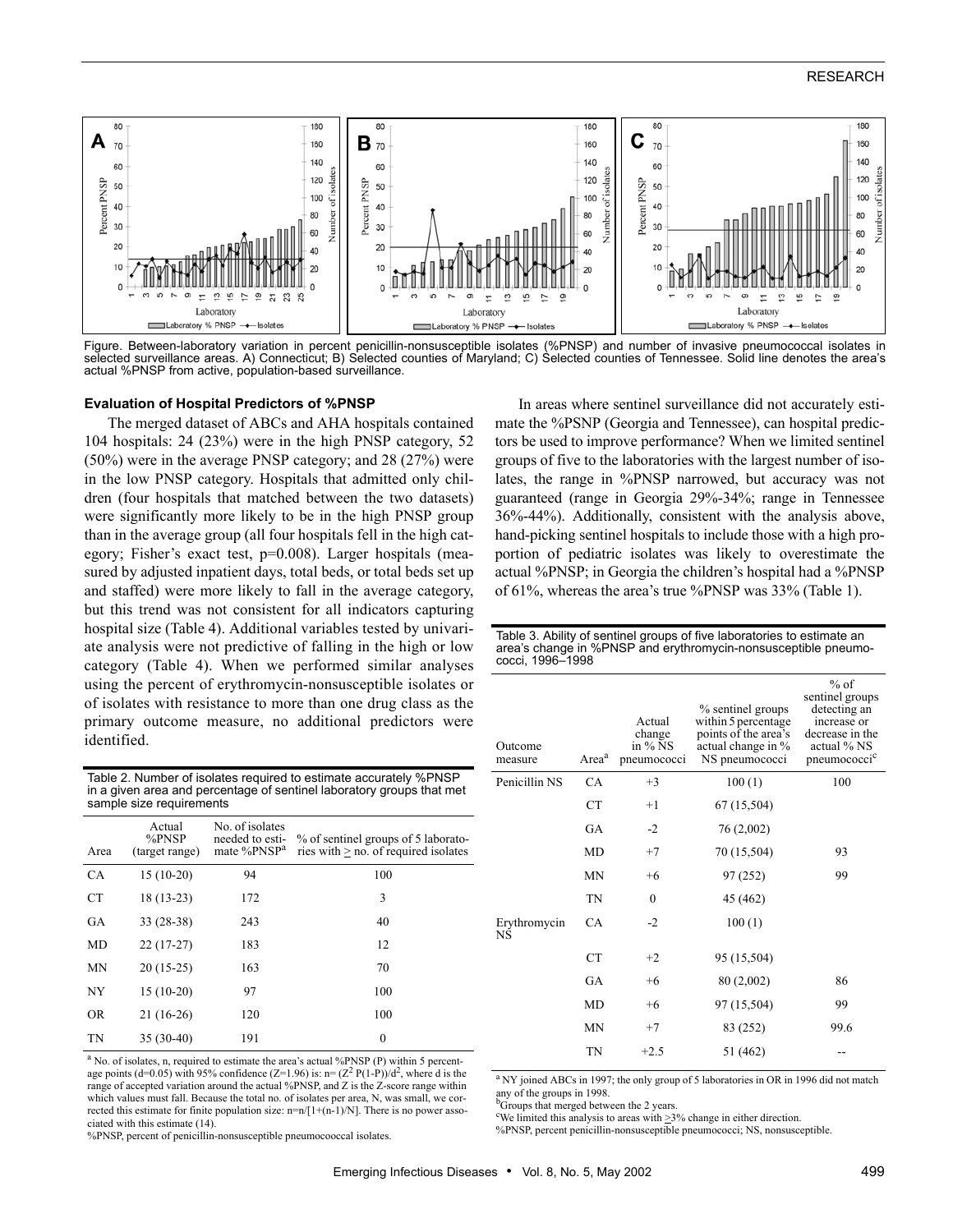Figure. Between-laboratory variation in percent penicillin-nonsusceptible isolates (%PNSP) and number of invasive pneumococcal isolates in selected surveillance areas. A) Connecticut; B) Selected counties of Maryland; C) Selected counties of Tennessee. Solid line denotes the area's actual %PNSP from active, population-based surveillance.

### Evaluation of Hospital Predictors of %PNSP

The merged dataset of ABCs and AHA hospitals contained 104 hospitals: 24 (23%) were in the high PNSP category, 52 (50%) were in the average PNSP category; and 28 (27%) were in the low PNSP category. Hospitals that admitted only children (four hospitals that matched between the two datasets) were significantly more likely to be in the high PNSP group than in the average group (all four hospitals fell in the high category; Fisher's exact test, p=0.008). Larger hospitals (measured by adjusted inpatient days, total beds, or total beds set up and staffed) were more likely to fall in the average category, but this trend was not consistent for all indicators capturing hospital size (Table 4). Additional variables tested by univariate analysis were not predictive of falling in the high or low category (Table 4). When we performed similar analyses using the percent of erythromycin-nonsusceptible isolates or of isolates with resistance to more than one drug class as the primary outcome measure, no additional predictors were identified.

Table 2. Number of isolates required to estimate accurately %PNSP in a given area and percentage of sentinel laboratory groups that met sample size requirements

| Area | Actual %PNSP (target range) | No. of isolates needed to estimate %PNSP[a] | % of sentinel groups of 5 laboratories with ≥ no. of required isolates |
|---|---|---|---|
| CA | 15 (10-20) | 94 | 100 |
| CT | 18 (13-23) | 172 | 3 |
| GA | 33 (28-38) | 243 | 40 |
| MD | 22 (17-27) | 183 | 12 |
| MN | 20 (15-25) | 163 | 70 |
| NY | 15 (10-20) | 97 | 100 |
| OR | 21 (16-26) | 120 | 100 |
| TN | 35 (30-40) | 191 | 0 |

[a] No. of isolates, n, required to estimate the area's actual %PNSP (P) within 5 percentage points (d=0.05) with 95% confidence (Z=1.96) is: $n= (Z^2 P(1-P))/d^2$, where d is the range of accepted variation around the actual %PNSP, and Z is the Z-score range within which values must fall. Because the total no. of isolates per area, N, was small, we corrected this estimate for finite population size: $n=n/[1+(n-1)/N]$. There is no power associated with this estimate (14).

%PNSP, percent of penicillin-nonsusceptible pneumocooccal isolates.

In areas where sentinel surveillance did not accurately estimate the %PSNP (Georgia and Tennessee), can hospital predictors be used to improve performance? When we limited sentinel groups of five to the laboratories with the largest number of isolates, the range in %PNSP narrowed, but accuracy was not guaranteed (range in Georgia 29%-34%; range in Tennessee 36%-44%). Additionally, consistent with the analysis above, hand-picking sentinel hospitals to include those with a high proportion of pediatric isolates was likely to overestimate the actual %PNSP; in Georgia the children's hospital had a %PNSP of 61%, whereas the area's true %PNSP was 33% (Table 1).

Table 3. Ability of sentinel groups of five laboratories to estimate an area's change in %PNSP and erythromycin-nonsusceptible pneumococci, 1996–1998

| Outcome measure | Area[a] | Actual change in % NS pneumococci | % sentinel groups within 5 percentage points of the area's actual change in % NS pneumococci | % of sentinel groups detecting an increase or decrease in the actual % NS pneumococci[c] |
|---|---|---|---|---|
| Penicillin NS | CA | +3 | 100 (1) | 100 |
| | CT | +1 | 67 (15,504) | |
| | GA | -2 | 76 (2,002) | |
| | MD | +7 | 70 (15,504) | 93 |
| | MN | +6 | 97 (252) | 99 |
| | TN | 0 | 45 (462) | |
| Erythromycin NS | CA | -2 | 100 (1) | |
| | CT | +2 | 95 (15,504) | |
| | GA | +6 | 80 (2,002) | 86 |
| | MD | +6 | 97 (15,504) | 99 |
| | MN | +7 | 83 (252) | 99.6 |
| | TN | +2.5 | 51 (462) | -- |

[a] NY joined ABCs in 1997; the only group of 5 laboratories in OR in 1996 did not match any of the groups in 1998.

[b]Groups that merged between the 2 years.

[c]We limited this analysis to areas with ≥3% change in either direction.

%PNSP, percent penicillin-nonsusceptible pneumococci; NS, nonsusceptible.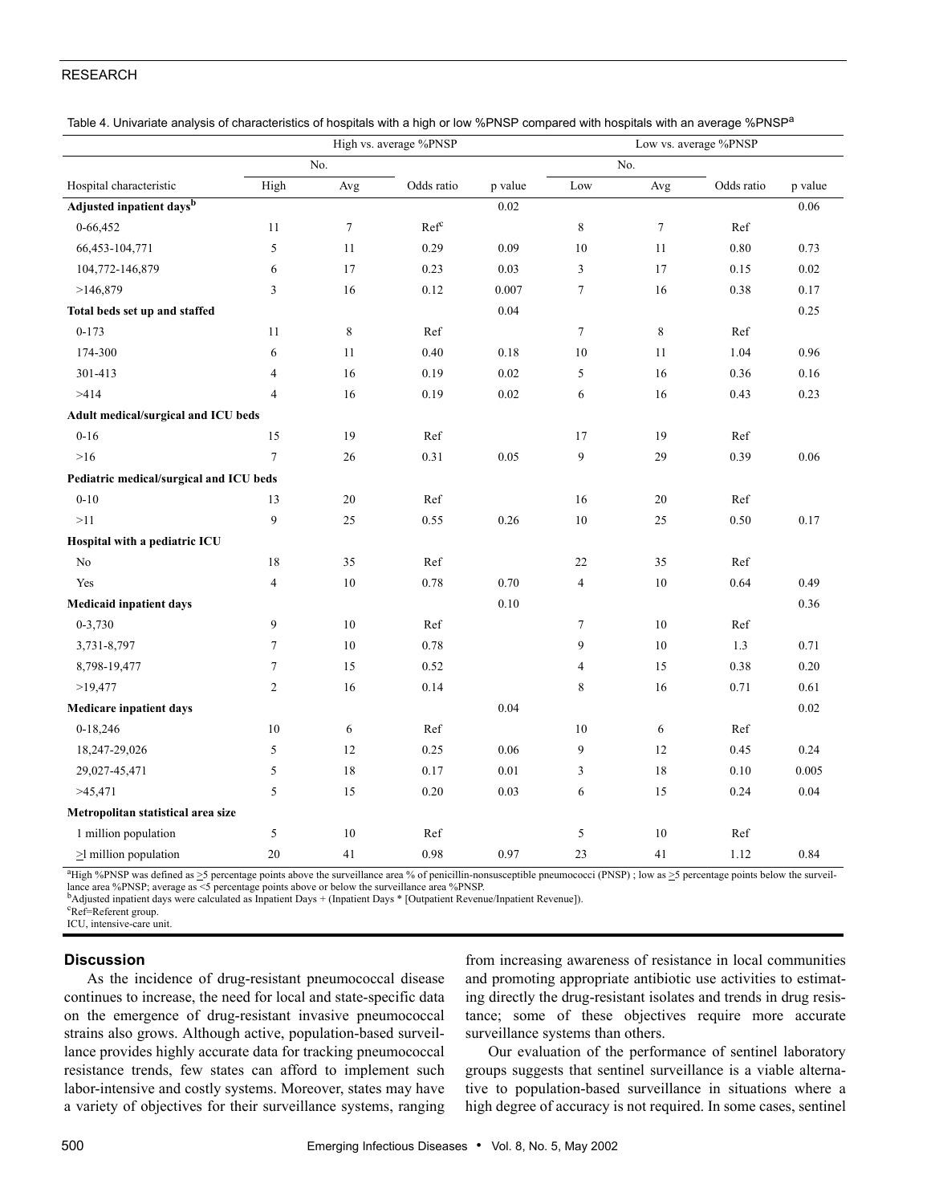Table 4. Univariate analysis of characteristics of hospitals with a high or low %PNSP compared with hospitals with an average %PNSP[a]

| | High vs. average %PNSP | | | | Low vs. average %PNSP | | | |
|---|---|---|---|---|---|---|---|---|
| | No. | | | | No. | | | |
| Hospital characteristic | High | Avg | Odds ratio | p value | Low | Avg | Odds ratio | p value |
| **Adjusted inpatient days[b]** | | | | 0.02 | | | | 0.06 |
| 0-66,452 | 11 | 7 | Ref[c] | | 8 | 7 | Ref | |
| 66,453-104,771 | 5 | 11 | 0.29 | 0.09 | 10 | 11 | 0.80 | 0.73 |
| 104,772-146,879 | 6 | 17 | 0.23 | 0.03 | 3 | 17 | 0.15 | 0.02 |
| >146,879 | 3 | 16 | 0.12 | 0.007 | 7 | 16 | 0.38 | 0.17 |
| **Total beds set up and staffed** | | | | 0.04 | | | | 0.25 |
| 0-173 | 11 | 8 | Ref | | 7 | 8 | Ref | |
| 174-300 | 6 | 11 | 0.40 | 0.18 | 10 | 11 | 1.04 | 0.96 |
| 301-413 | 4 | 16 | 0.19 | 0.02 | 5 | 16 | 0.36 | 0.16 |
| >414 | 4 | 16 | 0.19 | 0.02 | 6 | 16 | 0.43 | 0.23 |
| **Adult medical/surgical and ICU beds** | | | | | | | | |
| 0-16 | 15 | 19 | Ref | | 17 | 19 | Ref | |
| >16 | 7 | 26 | 0.31 | 0.05 | 9 | 29 | 0.39 | 0.06 |
| **Pediatric medical/surgical and ICU beds** | | | | | | | | |
| 0-10 | 13 | 20 | Ref | | 16 | 20 | Ref | |
| >11 | 9 | 25 | 0.55 | 0.26 | 10 | 25 | 0.50 | 0.17 |
| **Hospital with a pediatric ICU** | | | | | | | | |
| No | 18 | 35 | Ref | | 22 | 35 | Ref | |
| Yes | 4 | 10 | 0.78 | 0.70 | 4 | 10 | 0.64 | 0.49 |
| **Medicaid inpatient days** | | | | 0.10 | | | | 0.36 |
| 0-3,730 | 9 | 10 | Ref | | 7 | 10 | Ref | |
| 3,731-8,797 | 7 | 10 | 0.78 | | 9 | 10 | 1.3 | 0.71 |
| 8,798-19,477 | 7 | 15 | 0.52 | | 4 | 15 | 0.38 | 0.20 |
| >19,477 | 2 | 16 | 0.14 | | 8 | 16 | 0.71 | 0.61 |
| **Medicare inpatient days** | | | | 0.04 | | | | 0.02 |
| 0-18,246 | 10 | 6 | Ref | | 10 | 6 | Ref | |
| 18,247-29,026 | 5 | 12 | 0.25 | 0.06 | 9 | 12 | 0.45 | 0.24 |
| 29,027-45,471 | 5 | 18 | 0.17 | 0.01 | 3 | 18 | 0.10 | 0.005 |
| >45,471 | 5 | 15 | 0.20 | 0.03 | 6 | 15 | 0.24 | 0.04 |
| **Metropolitan statistical area size** | | | | | | | | |
| 1 million population | 5 | 10 | Ref | | 5 | 10 | Ref | |
| ≥1 million population | 20 | 41 | 0.98 | 0.97 | 23 | 41 | 1.12 | 0.84 |

[a]High %PNSP was defined as ≥5 percentage points above the surveillance area % of penicillin-nonsusceptible pneumococci (PNSP) ; low as ≥5 percentage points below the surveillance area %PNSP; average as <5 percentage points above or below the surveillance area %PNSP.
[b]Adjusted inpatient days were calculated as Inpatient Days + (Inpatient Days * [Outpatient Revenue/Inpatient Revenue]).
[c]Ref=Referent group.
ICU, intensive-care unit.

## Discussion

As the incidence of drug-resistant pneumococcal disease continues to increase, the need for local and state-specific data on the emergence of drug-resistant invasive pneumococcal strains also grows. Although active, population-based surveillance provides highly accurate data for tracking pneumococcal resistance trends, few states can afford to implement such labor-intensive and costly systems. Moreover, states may have a variety of objectives for their surveillance systems, ranging from increasing awareness of resistance in local communities and promoting appropriate antibiotic use activities to estimating directly the drug-resistant isolates and trends in drug resistance; some of these objectives require more accurate surveillance systems than others.

Our evaluation of the performance of sentinel laboratory groups suggests that sentinel surveillance is a viable alternative to population-based surveillance in situations where a high degree of accuracy is not required. In some cases, sentinel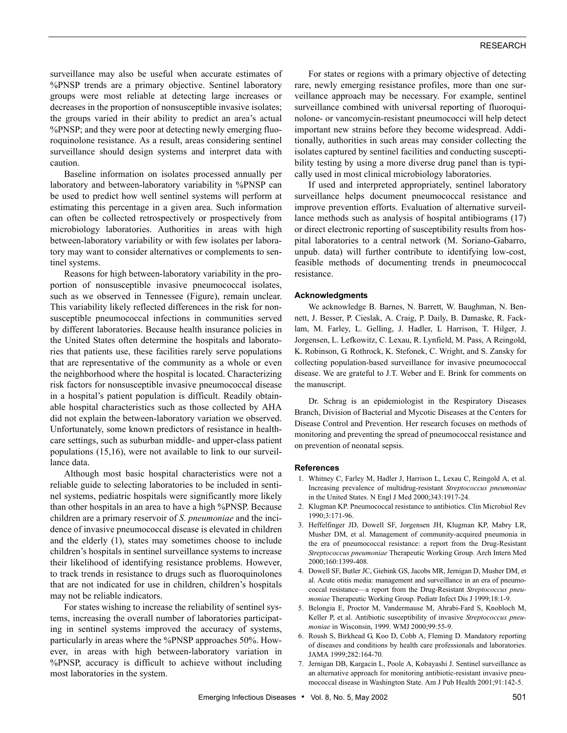surveillance may also be useful when accurate estimates of %PNSP trends are a primary objective. Sentinel laboratory groups were most reliable at detecting large increases or decreases in the proportion of nonsusceptible invasive isolates; the groups varied in their ability to predict an area's actual %PNSP; and they were poor at detecting newly emerging fluoroquinolone resistance. As a result, areas considering sentinel surveillance should design systems and interpret data with caution.

Baseline information on isolates processed annually per laboratory and between-laboratory variability in %PNSP can be used to predict how well sentinel systems will perform at estimating this percentage in a given area. Such information can often be collected retrospectively or prospectively from microbiology laboratories. Authorities in areas with high between-laboratory variability or with few isolates per laboratory may want to consider alternatives or complements to sentinel systems.

Reasons for high between-laboratory variability in the proportion of nonsusceptible invasive pneumococcal isolates, such as we observed in Tennessee (Figure), remain unclear. This variability likely reflected differences in the risk for nonsusceptible pneumococcal infections in communities served by different laboratories. Because health insurance policies in the United States often determine the hospitals and laboratories that patients use, these facilities rarely serve populations that are representative of the community as a whole or even the neighborhood where the hospital is located. Characterizing risk factors for nonsusceptible invasive pneumococcal disease in a hospital's patient population is difficult. Readily obtainable hospital characteristics such as those collected by AHA did not explain the between-laboratory variation we observed. Unfortunately, some known predictors of resistance in health-care settings, such as suburban middle- and upper-class patient populations (15,16), were not available to link to our surveillance data.

Although most basic hospital characteristics were not a reliable guide to selecting laboratories to be included in sentinel systems, pediatric hospitals were significantly more likely than other hospitals in an area to have a high %PNSP. Because children are a primary reservoir of *S. pneumoniae* and the incidence of invasive pneumococcal disease is elevated in children and the elderly (1), states may sometimes choose to include children's hospitals in sentinel surveillance systems to increase their likelihood of identifying resistance problems. However, to track trends in resistance to drugs such as fluoroquinolones that are not indicated for use in children, children's hospitals may not be reliable indicators.

For states wishing to increase the reliability of sentinel systems, increasing the overall number of laboratories participating in sentinel systems improved the accuracy of systems, particularly in areas where the %PNSP approaches 50%. However, in areas with high between-laboratory variation in %PNSP, accuracy is difficult to achieve without including most laboratories in the system.

For states or regions with a primary objective of detecting rare, newly emerging resistance profiles, more than one surveillance approach may be necessary. For example, sentinel surveillance combined with universal reporting of fluoroquinolone- or vancomycin-resistant pneumococci will help detect important new strains before they become widespread. Additionally, authorities in such areas may consider collecting the isolates captured by sentinel facilities and conducting susceptibility testing by using a more diverse drug panel than is typically used in most clinical microbiology laboratories.

If used and interpreted appropriately, sentinel laboratory surveillance helps document pneumococcal resistance and improve prevention efforts. Evaluation of alternative surveillance methods such as analysis of hospital antibiograms (17) or direct electronic reporting of susceptibility results from hospital laboratories to a central network (M. Soriano-Gabarro, unpub. data) will further contribute to identifying low-cost, feasible methods of documenting trends in pneumococcal resistance.

### Acknowledgments

We acknowledge B. Barnes, N. Barrett, W. Baughman, N. Bennett, J. Besser, P. Cieslak, A. Craig, P. Daily, B. Damaske, R. Facklam, M. Farley, L. Gelling, J. Hadler, L Harrison, T. Hilger, J. Jorgensen, L. Lefkowitz, C. Lexau, R. Lynfield, M. Pass, A Reingold, K. Robinson, G. Rothrock, K. Stefonek, C. Wright, and S. Zansky for collecting population-based surveillance for invasive pneumococcal disease. We are grateful to J.T. Weber and E. Brink for comments on the manuscript.

Dr. Schrag is an epidemiologist in the Respiratory Diseases Branch, Division of Bacterial and Mycotic Diseases at the Centers for Disease Control and Prevention. Her research focuses on methods of monitoring and preventing the spread of pneumococcal resistance and on prevention of neonatal sepsis.

### References

1. Whitney C, Farley M, Hadler J, Harrison L, Lexau C, Reingold A, et al. Increasing prevalence of multidrug-resistant *Streptococcus pneumoniae* in the United States. N Engl J Med 2000;343:1917-24.
2. Klugman KP. Pneumococcal resistance to antibiotics. Clin Microbiol Rev 1990;3:171-96.
3. Heffelfinger JD, Dowell SF, Jorgensen JH, Klugman KP, Mabry LR, Musher DM, et al. Management of community-acquired pneumonia in the era of pneumococcal resistance: a report from the Drug-Resistant *Streptococcus pneumoniae* Therapeutic Working Group. Arch Intern Med 2000;160:1399-408.
4. Dowell SF, Butler JC, Giebink GS, Jacobs MR, Jernigan D, Musher DM, et al. Acute otitis media: management and surveillance in an era of pneumococcal resistance—a report from the Drug-Resistant *Streptococcus pneumoniae* Therapeutic Working Group. Pediatr Infect Dis J 1999;18:1-9.
5. Belongia E, Proctor M, Vandermause M, Ahrabi-Fard S, Knobloch M, Keller P, et al. Antibiotic susceptibility of invasive *Streptococcus pneumoniae* in Wisconsin, 1999. WMJ 2000;99:55-9.
6. Roush S, Birkhead G, Koo D, Cobb A, Fleming D. Mandatory reporting of diseases and conditions by health care professionals and laboratories. JAMA 1999;282:164-70.
7. Jernigan DB, Kargacin L, Poole A, Kobayashi J. Sentinel surveillance as an alternative approach for monitoring antibiotic-resistant invasive pneumococcal disease in Washington State. Am J Pub Health 2001;91:142-5.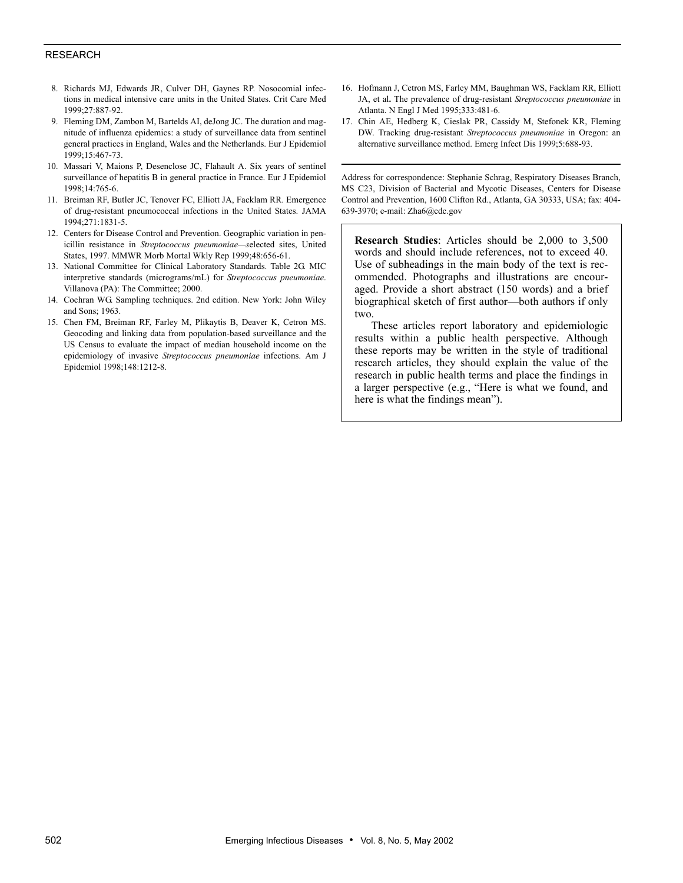8. Richards MJ, Edwards JR, Culver DH, Gaynes RP. Nosocomial infections in medical intensive care units in the United States. Crit Care Med 1999;27:887-92.
9. Fleming DM, Zambon M, Bartelds AI, deJong JC. The duration and magnitude of influenza epidemics: a study of surveillance data from sentinel general practices in England, Wales and the Netherlands. Eur J Epidemiol 1999;15:467-73.
10. Massari V, Maions P, Desenclose JC, Flahault A. Six years of sentinel surveillance of hepatitis B in general practice in France. Eur J Epidemiol 1998;14:765-6.
11. Breiman RF, Butler JC, Tenover FC, Elliott JA, Facklam RR. Emergence of drug-resistant pneumococcal infections in the United States. JAMA 1994;271:1831-5.
12. Centers for Disease Control and Prevention. Geographic variation in penicillin resistance in *Streptococcus pneumoniae—s*elected sites, United States, 1997. MMWR Morb Mortal Wkly Rep 1999;48:656-61.
13. National Committee for Clinical Laboratory Standards. Table 2G. MIC interpretive standards (micrograms/mL) for *Streptococcus pneumoniae*. Villanova (PA): The Committee; 2000.
14. Cochran WG. Sampling techniques. 2nd edition. New York: John Wiley and Sons; 1963.
15. Chen FM, Breiman RF, Farley M, Plikaytis B, Deaver K, Cetron MS. Geocoding and linking data from population-based surveillance and the US Census to evaluate the impact of median household income on the epidemiology of invasive *Streptococcus pneumoniae* infections. Am J Epidemiol 1998;148:1212-8.
16. Hofmann J, Cetron MS, Farley MM, Baughman WS, Facklam RR, Elliott JA, et al**.** The prevalence of drug-resistant *Streptococcus pneumoniae* in Atlanta. N Engl J Med 1995;333:481-6.
17. Chin AE, Hedberg K, Cieslak PR, Cassidy M, Stefonek KR, Fleming DW. Tracking drug-resistant *Streptococcus pneumoniae* in Oregon: an alternative surveillance method. Emerg Infect Dis 1999;5:688-93.

Address for correspondence: Stephanie Schrag, Respiratory Diseases Branch, MS C23, Division of Bacterial and Mycotic Diseases, Centers for Disease Control and Prevention, 1600 Clifton Rd., Atlanta, GA 30333, USA; fax: 404-639-3970; e-mail: Zha6@cdc.gov

**Research Studies**: Articles should be 2,000 to 3,500 words and should include references, not to exceed 40. Use of subheadings in the main body of the text is recommended. Photographs and illustrations are encouraged. Provide a short abstract (150 words) and a brief biographical sketch of first author—both authors if only two.

These articles report laboratory and epidemiologic results within a public health perspective. Although these reports may be written in the style of traditional research articles, they should explain the value of the research in public health terms and place the findings in a larger perspective (e.g., "Here is what we found, and here is what the findings mean").